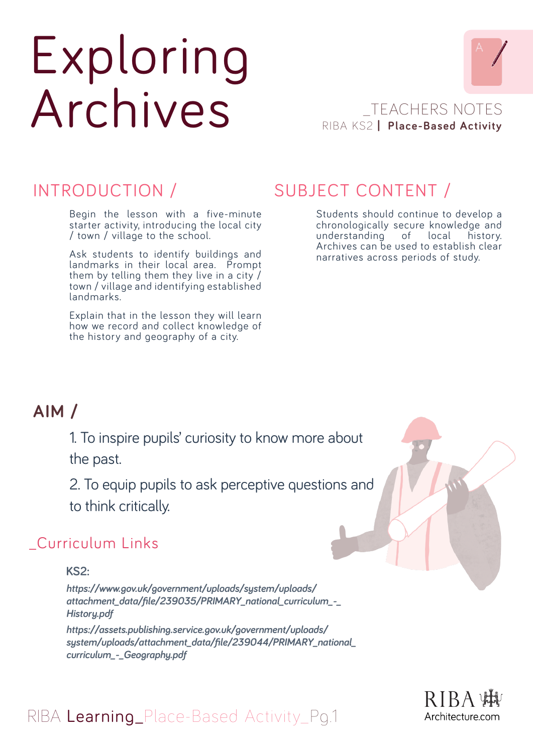# Exploring Archives

_TEACHERS NOTES

RIBA KS2 | **Place-Based Activity**

## INTRODUCTION /

Begin the lesson with a five-minute starter activity, introducing the local city / town / village to the school.

Ask students to identify buildings and landmarks in their local area. Prompt them by telling them they live in a city / town / village and identifying established landmarks.

Explain that in the lesson they will learn how we record and collect knowledge of the history and geography of a city.

## SUBJECT CONTENT /

Students should continue to develop a chronologically secure knowledge and understanding of local history. Archives can be used to establish clear narratives across periods of study.

## AIM /

1. To inspire pupils' curiosity to know more about the past.
2. To equip pupils to ask perceptive questions and to think critically.

## _Curriculum Links

**KS2:**

***https://www.gov.uk/government/uploads/system/uploads/attachment_data/file/239035/PRIMARY_national_curriculum_-_History.pdf***

***https://assets.publishing.service.gov.uk/government/uploads/system/uploads/attachment_data/file/239044/PRIMARY_national_curriculum_-_Geography.pdf***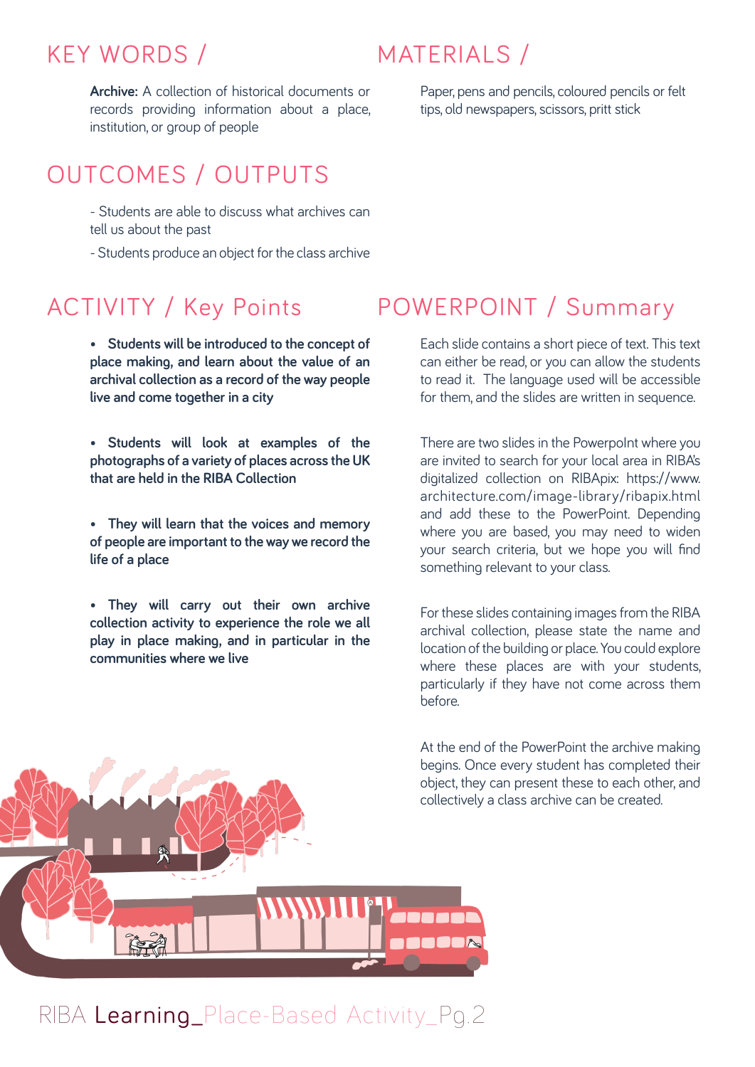## KEY WORDS /

**Archive:** A collection of historical documents or records providing information about a place, institution, or group of people

## MATERIALS /

Paper, pens and pencils, coloured pencils or felt tips, old newspapers, scissors, pritt stick

## OUTCOMES / OUTPUTS

- Students are able to discuss what archives can tell us about the past
- Students produce an object for the class archive

## ACTIVITY / Key Points

- **Students will be introduced to the concept of place making, and learn about the value of an archival collection as a record of the way people live and come together in a city**
- **Students will look at examples of the photographs of a variety of places across the UK that are held in the RIBA Collection**
- **They will learn that the voices and memory of people are important to the way we record the life of a place**
- **They will carry out their own archive collection activity to experience the role we all play in place making, and in particular in the communities where we live**

## POWERPOINT / Summary

Each slide contains a short piece of text. This text can either be read, or you can allow the students to read it. The language used will be accessible for them, and the slides are written in sequence.

There are two slides in the PowerpoInt where you are invited to search for your local area in RIBA's digitalized collection on RIBApix: https://www.architecture.com/image-library/ribapix.html and add these to the PowerPoint. Depending where you are based, you may need to widen your search criteria, but we hope you will find something relevant to your class.

For these slides containing images from the RIBA archival collection, please state the name and location of the building or place. You could explore where these places are with your students, particularly if they have not come across them before.

At the end of the PowerPoint the archive making begins. Once every student has completed their object, they can present these to each other, and collectively a class archive can be created.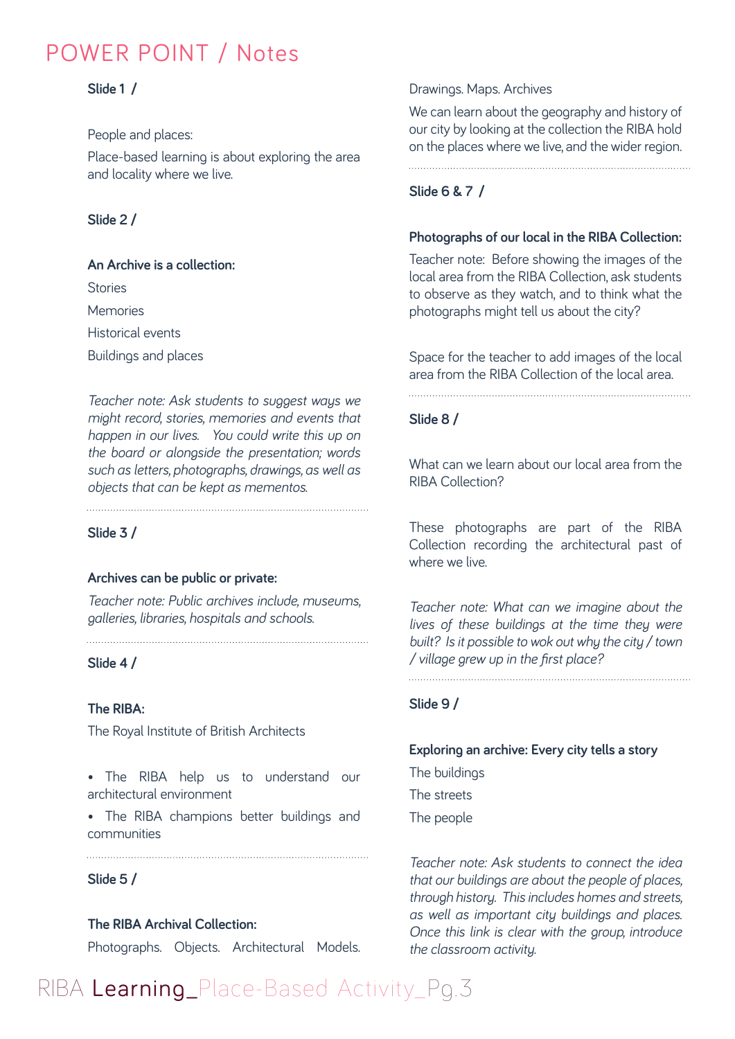# POWER POINT / Notes

**Slide 1 /**

People and places:

Place-based learning is about exploring the area and locality where we live.

**Slide 2 /**

**An Archive is a collection:**

Stories

Memories

Historical events

Buildings and places

*Teacher note: Ask students to suggest ways we might record, stories, memories and events that happen in our lives. You could write this up on the board or alongside the presentation; words such as letters, photographs, drawings, as well as objects that can be kept as mementos.*

**Slide 3 /**

**Archives can be public or private:**

*Teacher note: Public archives include, museums, galleries, libraries, hospitals and schools.*

**Slide 4 /**

**The RIBA:**

The Royal Institute of British Architects

- The RIBA help us to understand our architectural environment
- The RIBA champions better buildings and communities

**Slide 5 /**

**The RIBA Archival Collection:**

Photographs. Objects. Architectural Models. Drawings. Maps. Archives

We can learn about the geography and history of our city by looking at the collection the RIBA hold on the places where we live, and the wider region.

**Slide 6 & 7 /**

**Photographs of our local in the RIBA Collection:**

Teacher note: Before showing the images of the local area from the RIBA Collection, ask students to observe as they watch, and to think what the photographs might tell us about the city?

Space for the teacher to add images of the local area from the RIBA Collection of the local area.

**Slide 8 /**

What can we learn about our local area from the RIBA Collection?

These photographs are part of the RIBA Collection recording the architectural past of where we live.

*Teacher note: What can we imagine about the lives of these buildings at the time they were built? Is it possible to wok out why the city / town / village grew up in the first place?*

**Slide 9 /**

**Exploring an archive: Every city tells a story**

The buildings

The streets

The people

*Teacher note: Ask students to connect the idea that our buildings are about the people of places, through history. This includes homes and streets, as well as important city buildings and places. Once this link is clear with the group, introduce the classroom activity.*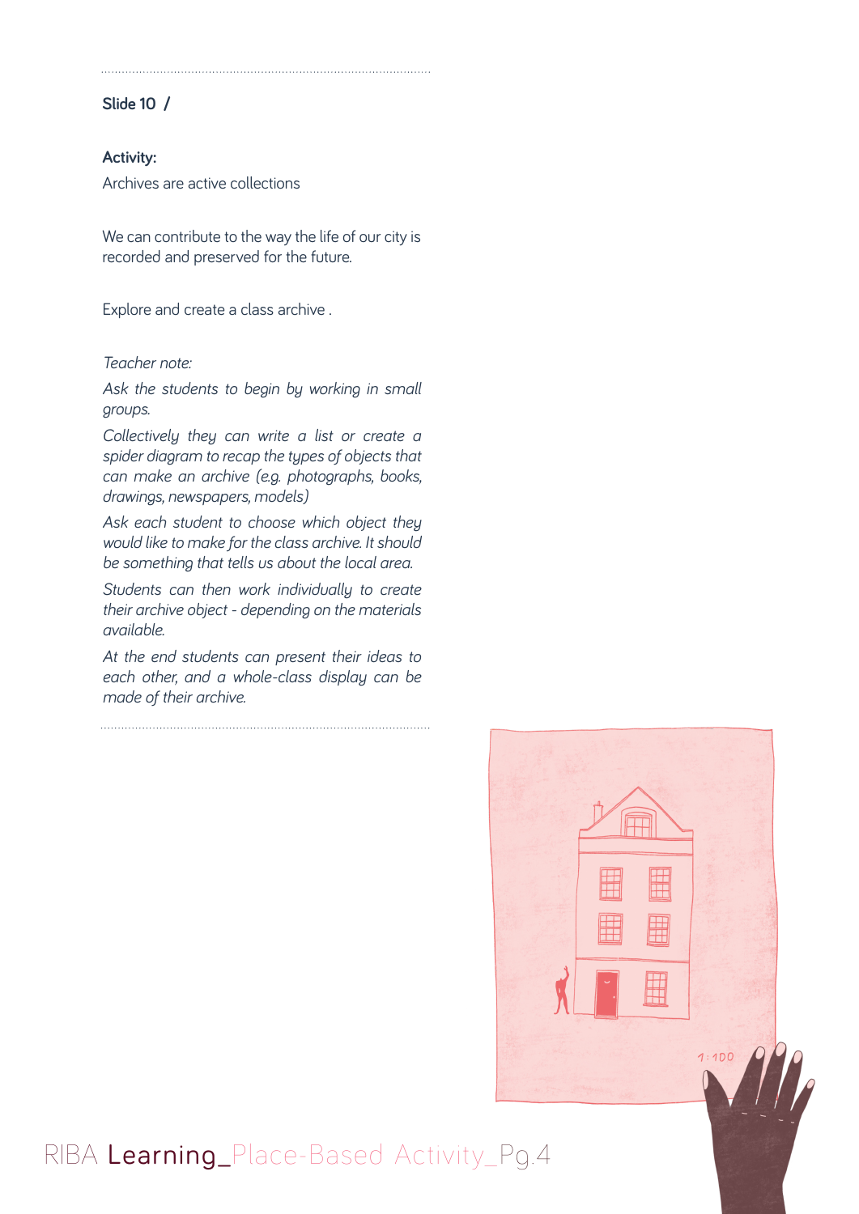**Slide 10 /**

**Activity:**

Archives are active collections

We can contribute to the way the life of our city is recorded and preserved for the future.

Explore and create a class archive .

*Teacher note:*

*Ask the students to begin by working in small groups.*

*Collectively they can write a list or create a spider diagram to recap the types of objects that can make an archive (e.g. photographs, books, drawings, newspapers, models)*

*Ask each student to choose which object they would like to make for the class archive. It should be something that tells us about the local area.*

*Students can then work individually to create their archive object - depending on the materials available.*

*At the end students can present their ideas to each other, and a whole-class display can be made of their archive.*